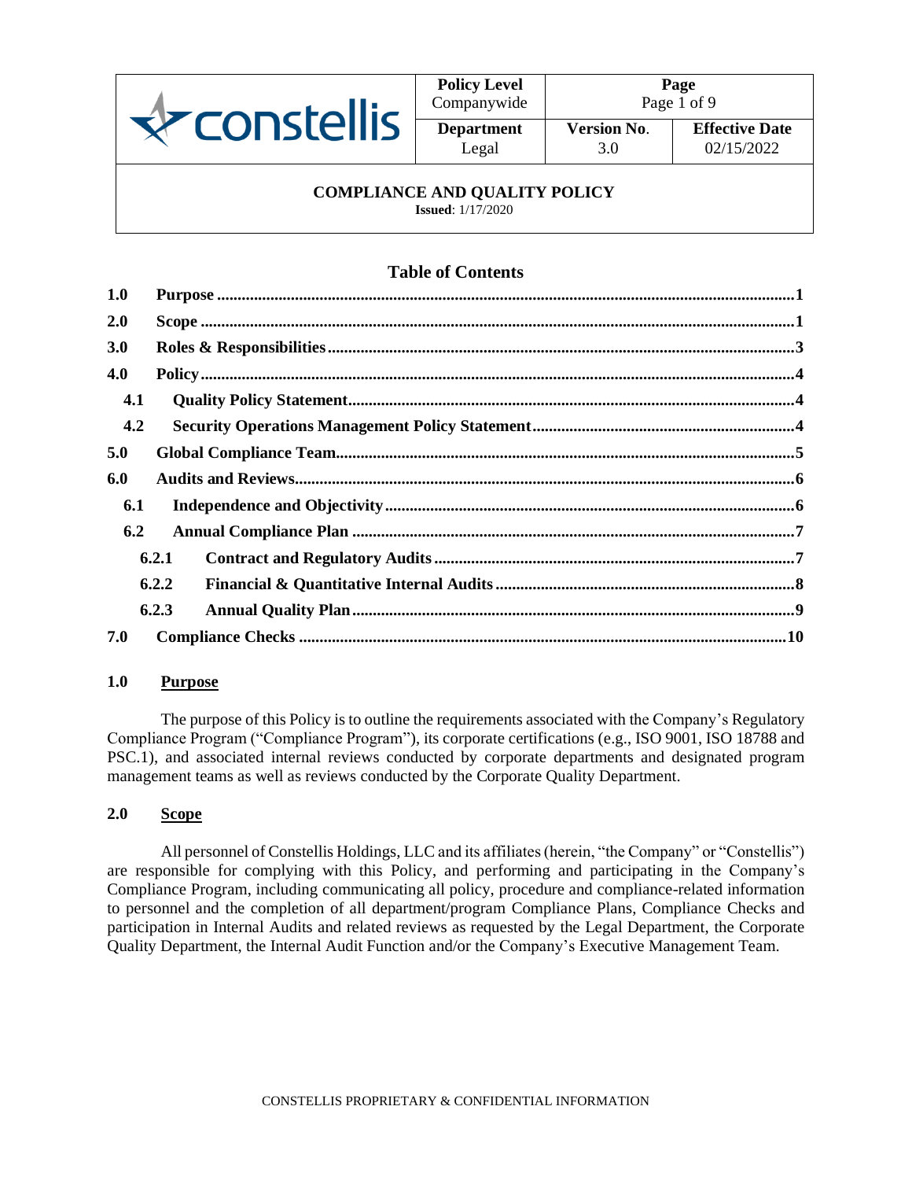| constellis | Policy Level<br>Companywide | Page<br>Page 1 of 9 | |
|---|---|---|---|
| | **Department**<br>Legal | **Version No.**<br>3.0 | **Effective Date**<br>02/15/2022 |

**COMPLIANCE AND QUALITY POLICY**
**Issued**: 1/17/2020

## Table of Contents

- **1.0 Purpose** ..... 1
- **2.0 Scope** ..... 1
- **3.0 Roles & Responsibilities** ..... 3
- **4.0 Policy** ..... 4
  - **4.1 Quality Policy Statement** ..... 4
  - **4.2 Security Operations Management Policy Statement** ..... 4
- **5.0 Global Compliance Team** ..... 5
- **6.0 Audits and Reviews** ..... 6
  - **6.1 Independence and Objectivity** ..... 6
  - **6.2 Annual Compliance Plan** ..... 7
    - **6.2.1 Contract and Regulatory Audits** ..... 7
    - **6.2.2 Financial & Quantitative Internal Audits** ..... 8
    - **6.2.3 Annual Quality Plan** ..... 9
- **7.0 Compliance Checks** ..... 10

## 1.0 Purpose

The purpose of this Policy is to outline the requirements associated with the Company's Regulatory Compliance Program ("Compliance Program"), its corporate certifications (e.g., ISO 9001, ISO 18788 and PSC.1), and associated internal reviews conducted by corporate departments and designated program management teams as well as reviews conducted by the Corporate Quality Department.

## 2.0 Scope

All personnel of Constellis Holdings, LLC and its affiliates (herein, "the Company" or "Constellis") are responsible for complying with this Policy, and performing and participating in the Company's Compliance Program, including communicating all policy, procedure and compliance-related information to personnel and the completion of all department/program Compliance Plans, Compliance Checks and participation in Internal Audits and related reviews as requested by the Legal Department, the Corporate Quality Department, the Internal Audit Function and/or the Company's Executive Management Team.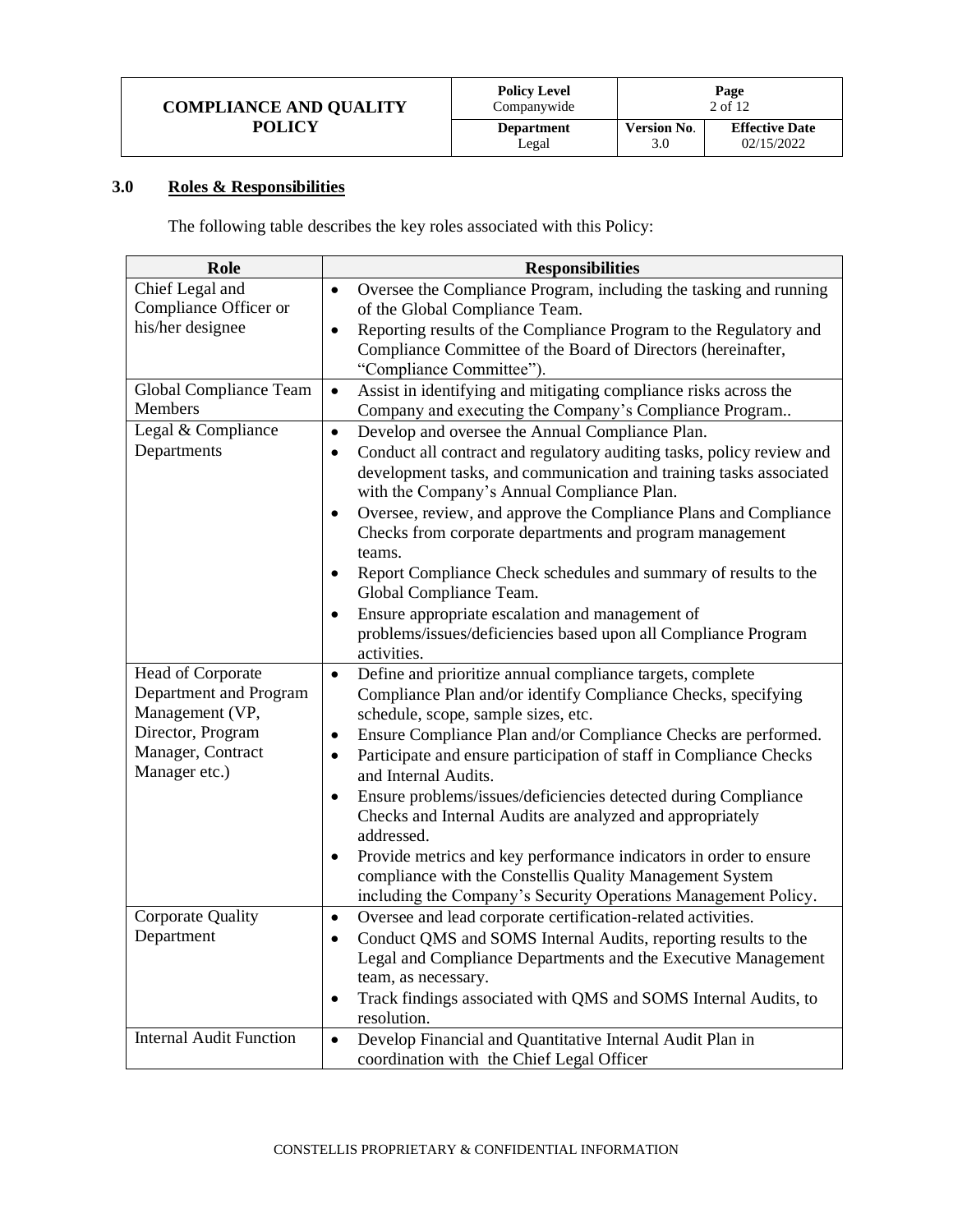## 3.0 Roles & Responsibilities

The following table describes the key roles associated with this Policy:

| Role | Responsibilities |
| --- | --- |
| Chief Legal and Compliance Officer or his/her designee | • Oversee the Compliance Program, including the tasking and running of the Global Compliance Team.<br>• Reporting results of the Compliance Program to the Regulatory and Compliance Committee of the Board of Directors (hereinafter, "Compliance Committee"). |
| Global Compliance Team Members | • Assist in identifying and mitigating compliance risks across the Company and executing the Company's Compliance Program.. |
| Legal & Compliance Departments | • Develop and oversee the Annual Compliance Plan.<br>• Conduct all contract and regulatory auditing tasks, policy review and development tasks, and communication and training tasks associated with the Company's Annual Compliance Plan.<br>• Oversee, review, and approve the Compliance Plans and Compliance Checks from corporate departments and program management teams.<br>• Report Compliance Check schedules and summary of results to the Global Compliance Team.<br>• Ensure appropriate escalation and management of problems/issues/deficiencies based upon all Compliance Program activities. |
| Head of Corporate Department and Program Management (VP, Director, Program Manager, Contract Manager etc.) | • Define and prioritize annual compliance targets, complete Compliance Plan and/or identify Compliance Checks, specifying schedule, scope, sample sizes, etc.<br>• Ensure Compliance Plan and/or Compliance Checks are performed.<br>• Participate and ensure participation of staff in Compliance Checks and Internal Audits.<br>• Ensure problems/issues/deficiencies detected during Compliance Checks and Internal Audits are analyzed and appropriately addressed.<br>• Provide metrics and key performance indicators in order to ensure compliance with the Constellis Quality Management System including the Company's Security Operations Management Policy. |
| Corporate Quality Department | • Oversee and lead corporate certification-related activities.<br>• Conduct QMS and SOMS Internal Audits, reporting results to the Legal and Compliance Departments and the Executive Management team, as necessary.<br>• Track findings associated with QMS and SOMS Internal Audits, to resolution. |
| Internal Audit Function | • Develop Financial and Quantitative Internal Audit Plan in coordination with the Chief Legal Officer |

CONSTELLIS PROPRIETARY & CONFIDENTIAL INFORMATION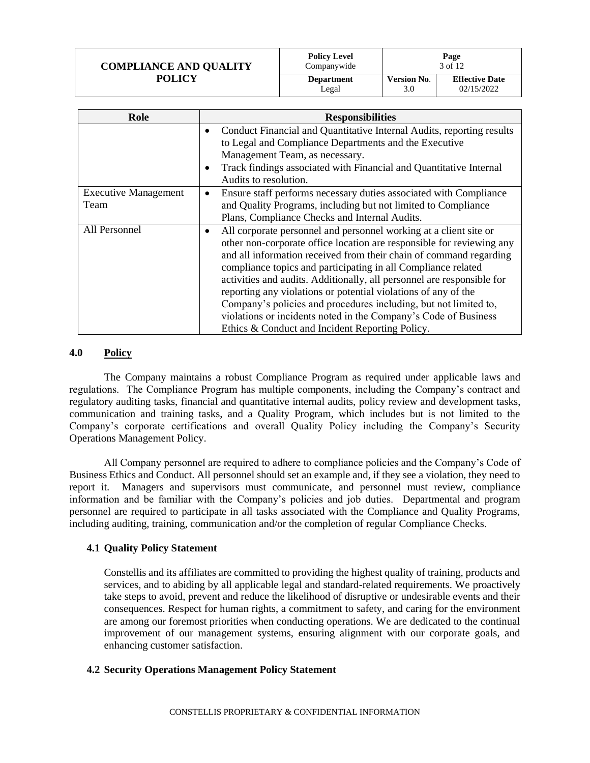| Role | Responsibilities |
|---|---|
| | • Conduct Financial and Quantitative Internal Audits, reporting results to Legal and Compliance Departments and the Executive Management Team, as necessary.<br>• Track findings associated with Financial and Quantitative Internal Audits to resolution. |
| Executive Management Team | • Ensure staff performs necessary duties associated with Compliance and Quality Programs, including but not limited to Compliance Plans, Compliance Checks and Internal Audits. |
| All Personnel | • All corporate personnel and personnel working at a client site or other non-corporate office location are responsible for reviewing any and all information received from their chain of command regarding compliance topics and participating in all Compliance related activities and audits. Additionally, all personnel are responsible for reporting any violations or potential violations of any of the Company's policies and procedures including, but not limited to, violations or incidents noted in the Company's Code of Business Ethics & Conduct and Incident Reporting Policy. |

## 4.0 Policy

The Company maintains a robust Compliance Program as required under applicable laws and regulations. The Compliance Program has multiple components, including the Company's contract and regulatory auditing tasks, financial and quantitative internal audits, policy review and development tasks, communication and training tasks, and a Quality Program, which includes but is not limited to the Company's corporate certifications and overall Quality Policy including the Company's Security Operations Management Policy.

All Company personnel are required to adhere to compliance policies and the Company's Code of Business Ethics and Conduct. All personnel should set an example and, if they see a violation, they need to report it. Managers and supervisors must communicate, and personnel must review, compliance information and be familiar with the Company's policies and job duties. Departmental and program personnel are required to participate in all tasks associated with the Compliance and Quality Programs, including auditing, training, communication and/or the completion of regular Compliance Checks.

### 4.1 Quality Policy Statement

Constellis and its affiliates are committed to providing the highest quality of training, products and services, and to abiding by all applicable legal and standard-related requirements. We proactively take steps to avoid, prevent and reduce the likelihood of disruptive or undesirable events and their consequences. Respect for human rights, a commitment to safety, and caring for the environment are among our foremost priorities when conducting operations. We are dedicated to the continual improvement of our management systems, ensuring alignment with our corporate goals, and enhancing customer satisfaction.

### 4.2 Security Operations Management Policy Statement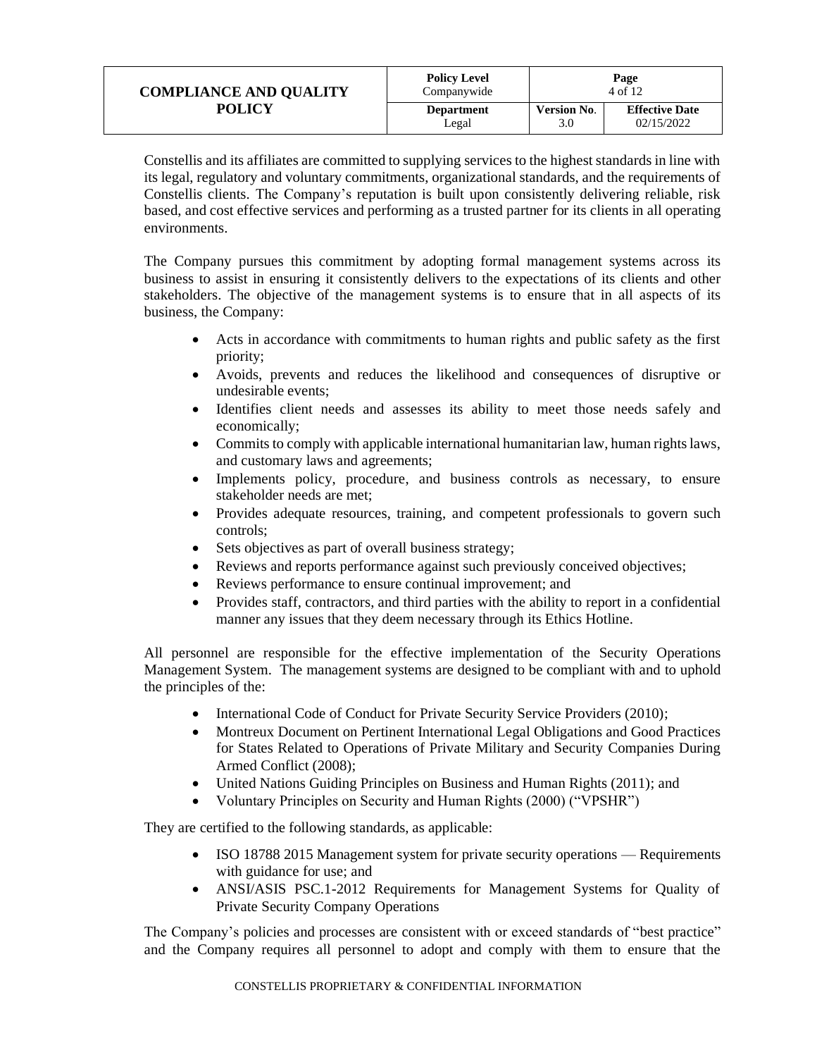Constellis and its affiliates are committed to supplying services to the highest standards in line with its legal, regulatory and voluntary commitments, organizational standards, and the requirements of Constellis clients. The Company's reputation is built upon consistently delivering reliable, risk based, and cost effective services and performing as a trusted partner for its clients in all operating environments.

The Company pursues this commitment by adopting formal management systems across its business to assist in ensuring it consistently delivers to the expectations of its clients and other stakeholders. The objective of the management systems is to ensure that in all aspects of its business, the Company:

- Acts in accordance with commitments to human rights and public safety as the first priority;
- Avoids, prevents and reduces the likelihood and consequences of disruptive or undesirable events;
- Identifies client needs and assesses its ability to meet those needs safely and economically;
- Commits to comply with applicable international humanitarian law, human rights laws, and customary laws and agreements;
- Implements policy, procedure, and business controls as necessary, to ensure stakeholder needs are met;
- Provides adequate resources, training, and competent professionals to govern such controls;
- Sets objectives as part of overall business strategy;
- Reviews and reports performance against such previously conceived objectives;
- Reviews performance to ensure continual improvement; and
- Provides staff, contractors, and third parties with the ability to report in a confidential manner any issues that they deem necessary through its Ethics Hotline.

All personnel are responsible for the effective implementation of the Security Operations Management System. The management systems are designed to be compliant with and to uphold the principles of the:

- International Code of Conduct for Private Security Service Providers (2010);
- Montreux Document on Pertinent International Legal Obligations and Good Practices for States Related to Operations of Private Military and Security Companies During Armed Conflict (2008);
- United Nations Guiding Principles on Business and Human Rights (2011); and
- Voluntary Principles on Security and Human Rights (2000) ("VPSHR")

They are certified to the following standards, as applicable:

- ISO 18788 2015 Management system for private security operations — Requirements with guidance for use; and
- ANSI/ASIS PSC.1-2012 Requirements for Management Systems for Quality of Private Security Company Operations

The Company's policies and processes are consistent with or exceed standards of "best practice" and the Company requires all personnel to adopt and comply with them to ensure that the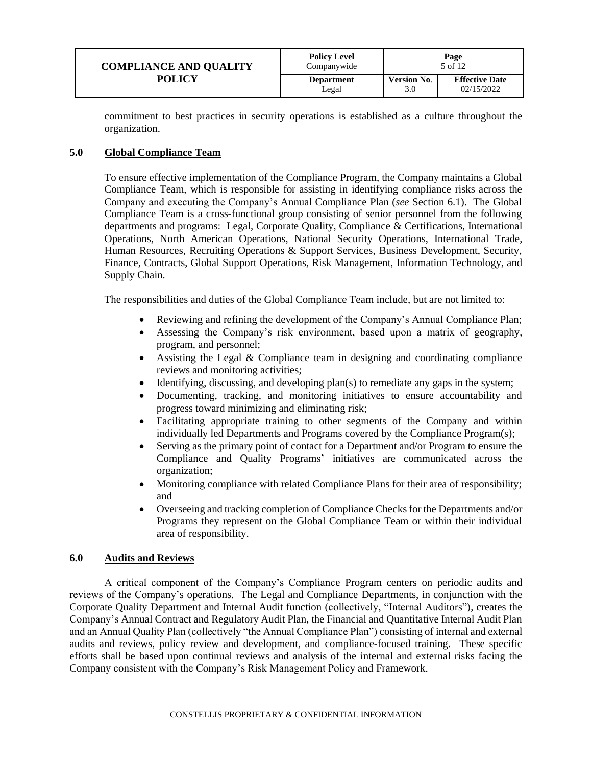commitment to best practices in security operations is established as a culture throughout the organization.

## 5.0 Global Compliance Team

To ensure effective implementation of the Compliance Program, the Company maintains a Global Compliance Team, which is responsible for assisting in identifying compliance risks across the Company and executing the Company's Annual Compliance Plan (*see* Section 6.1). The Global Compliance Team is a cross-functional group consisting of senior personnel from the following departments and programs: Legal, Corporate Quality, Compliance & Certifications, International Operations, North American Operations, National Security Operations, International Trade, Human Resources, Recruiting Operations & Support Services, Business Development, Security, Finance, Contracts, Global Support Operations, Risk Management, Information Technology, and Supply Chain.

The responsibilities and duties of the Global Compliance Team include, but are not limited to:

- Reviewing and refining the development of the Company's Annual Compliance Plan;
- Assessing the Company's risk environment, based upon a matrix of geography, program, and personnel;
- Assisting the Legal & Compliance team in designing and coordinating compliance reviews and monitoring activities;
- Identifying, discussing, and developing plan(s) to remediate any gaps in the system;
- Documenting, tracking, and monitoring initiatives to ensure accountability and progress toward minimizing and eliminating risk;
- Facilitating appropriate training to other segments of the Company and within individually led Departments and Programs covered by the Compliance Program(s);
- Serving as the primary point of contact for a Department and/or Program to ensure the Compliance and Quality Programs' initiatives are communicated across the organization;
- Monitoring compliance with related Compliance Plans for their area of responsibility; and
- Overseeing and tracking completion of Compliance Checks for the Departments and/or Programs they represent on the Global Compliance Team or within their individual area of responsibility.

## 6.0 Audits and Reviews

A critical component of the Company's Compliance Program centers on periodic audits and reviews of the Company's operations. The Legal and Compliance Departments, in conjunction with the Corporate Quality Department and Internal Audit function (collectively, "Internal Auditors"), creates the Company's Annual Contract and Regulatory Audit Plan, the Financial and Quantitative Internal Audit Plan and an Annual Quality Plan (collectively "the Annual Compliance Plan") consisting of internal and external audits and reviews, policy review and development, and compliance-focused training. These specific efforts shall be based upon continual reviews and analysis of the internal and external risks facing the Company consistent with the Company's Risk Management Policy and Framework.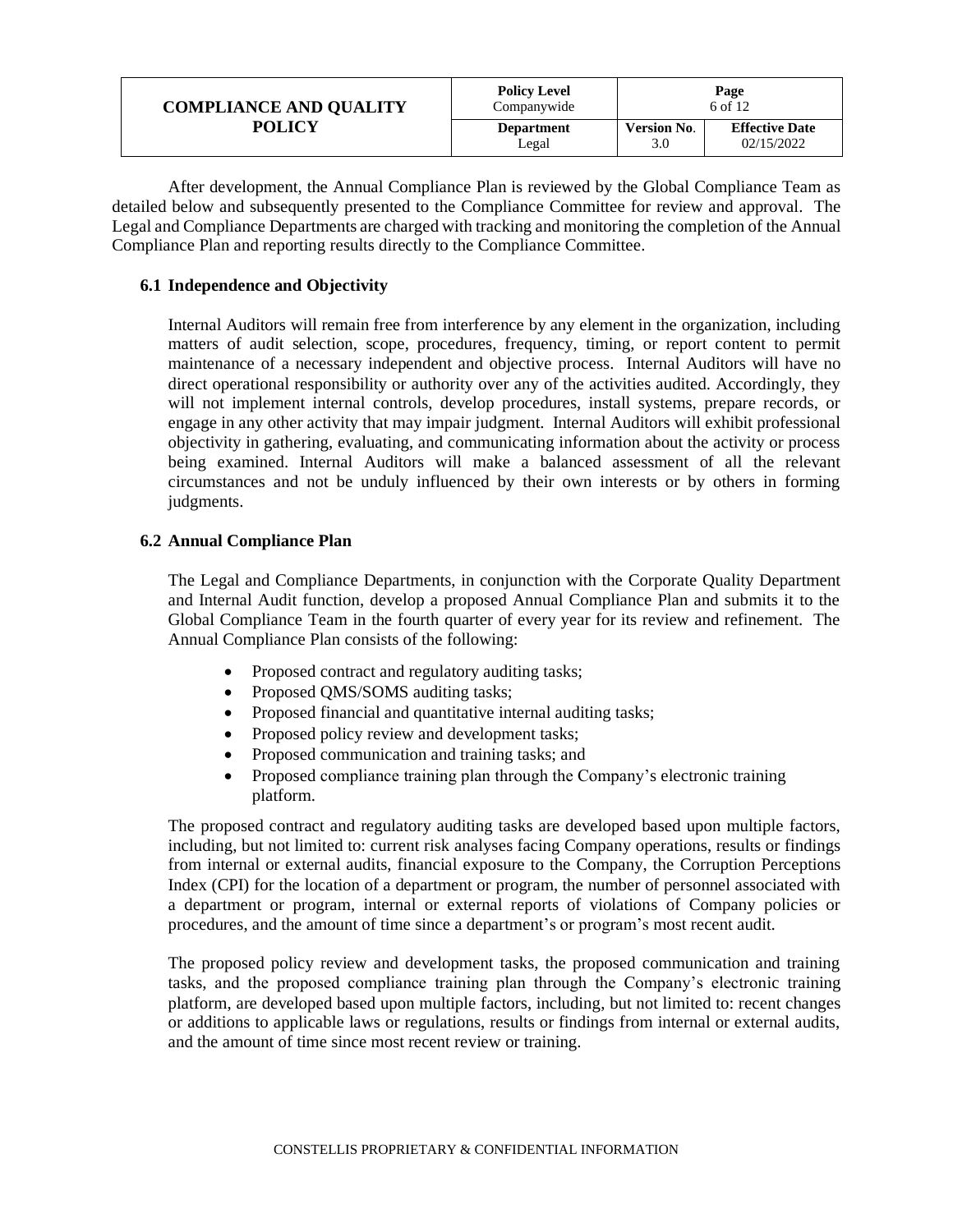After development, the Annual Compliance Plan is reviewed by the Global Compliance Team as detailed below and subsequently presented to the Compliance Committee for review and approval. The Legal and Compliance Departments are charged with tracking and monitoring the completion of the Annual Compliance Plan and reporting results directly to the Compliance Committee.

### 6.1 Independence and Objectivity

Internal Auditors will remain free from interference by any element in the organization, including matters of audit selection, scope, procedures, frequency, timing, or report content to permit maintenance of a necessary independent and objective process. Internal Auditors will have no direct operational responsibility or authority over any of the activities audited. Accordingly, they will not implement internal controls, develop procedures, install systems, prepare records, or engage in any other activity that may impair judgment. Internal Auditors will exhibit professional objectivity in gathering, evaluating, and communicating information about the activity or process being examined. Internal Auditors will make a balanced assessment of all the relevant circumstances and not be unduly influenced by their own interests or by others in forming judgments.

### 6.2 Annual Compliance Plan

The Legal and Compliance Departments, in conjunction with the Corporate Quality Department and Internal Audit function, develop a proposed Annual Compliance Plan and submits it to the Global Compliance Team in the fourth quarter of every year for its review and refinement. The Annual Compliance Plan consists of the following:

- Proposed contract and regulatory auditing tasks;
- Proposed QMS/SOMS auditing tasks;
- Proposed financial and quantitative internal auditing tasks;
- Proposed policy review and development tasks;
- Proposed communication and training tasks; and
- Proposed compliance training plan through the Company's electronic training platform.

The proposed contract and regulatory auditing tasks are developed based upon multiple factors, including, but not limited to: current risk analyses facing Company operations, results or findings from internal or external audits, financial exposure to the Company, the Corruption Perceptions Index (CPI) for the location of a department or program, the number of personnel associated with a department or program, internal or external reports of violations of Company policies or procedures, and the amount of time since a department's or program's most recent audit.

The proposed policy review and development tasks, the proposed communication and training tasks, and the proposed compliance training plan through the Company's electronic training platform, are developed based upon multiple factors, including, but not limited to: recent changes or additions to applicable laws or regulations, results or findings from internal or external audits, and the amount of time since most recent review or training.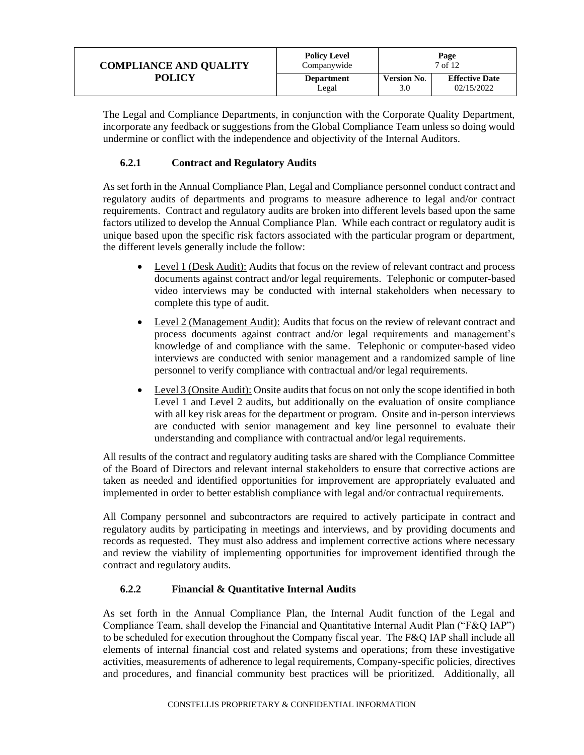The Legal and Compliance Departments, in conjunction with the Corporate Quality Department, incorporate any feedback or suggestions from the Global Compliance Team unless so doing would undermine or conflict with the independence and objectivity of the Internal Auditors.

### 6.2.1 Contract and Regulatory Audits

As set forth in the Annual Compliance Plan, Legal and Compliance personnel conduct contract and regulatory audits of departments and programs to measure adherence to legal and/or contract requirements. Contract and regulatory audits are broken into different levels based upon the same factors utilized to develop the Annual Compliance Plan. While each contract or regulatory audit is unique based upon the specific risk factors associated with the particular program or department, the different levels generally include the follow:

- Level 1 (Desk Audit): Audits that focus on the review of relevant contract and process documents against contract and/or legal requirements. Telephonic or computer-based video interviews may be conducted with internal stakeholders when necessary to complete this type of audit.
- Level 2 (Management Audit): Audits that focus on the review of relevant contract and process documents against contract and/or legal requirements and management's knowledge of and compliance with the same. Telephonic or computer-based video interviews are conducted with senior management and a randomized sample of line personnel to verify compliance with contractual and/or legal requirements.
- Level 3 (Onsite Audit): Onsite audits that focus on not only the scope identified in both Level 1 and Level 2 audits, but additionally on the evaluation of onsite compliance with all key risk areas for the department or program. Onsite and in-person interviews are conducted with senior management and key line personnel to evaluate their understanding and compliance with contractual and/or legal requirements.

All results of the contract and regulatory auditing tasks are shared with the Compliance Committee of the Board of Directors and relevant internal stakeholders to ensure that corrective actions are taken as needed and identified opportunities for improvement are appropriately evaluated and implemented in order to better establish compliance with legal and/or contractual requirements.

All Company personnel and subcontractors are required to actively participate in contract and regulatory audits by participating in meetings and interviews, and by providing documents and records as requested. They must also address and implement corrective actions where necessary and review the viability of implementing opportunities for improvement identified through the contract and regulatory audits.

### 6.2.2 Financial & Quantitative Internal Audits

As set forth in the Annual Compliance Plan, the Internal Audit function of the Legal and Compliance Team, shall develop the Financial and Quantitative Internal Audit Plan ("F&Q IAP") to be scheduled for execution throughout the Company fiscal year. The F&Q IAP shall include all elements of internal financial cost and related systems and operations; from these investigative activities, measurements of adherence to legal requirements, Company-specific policies, directives and procedures, and financial community best practices will be prioritized. Additionally, all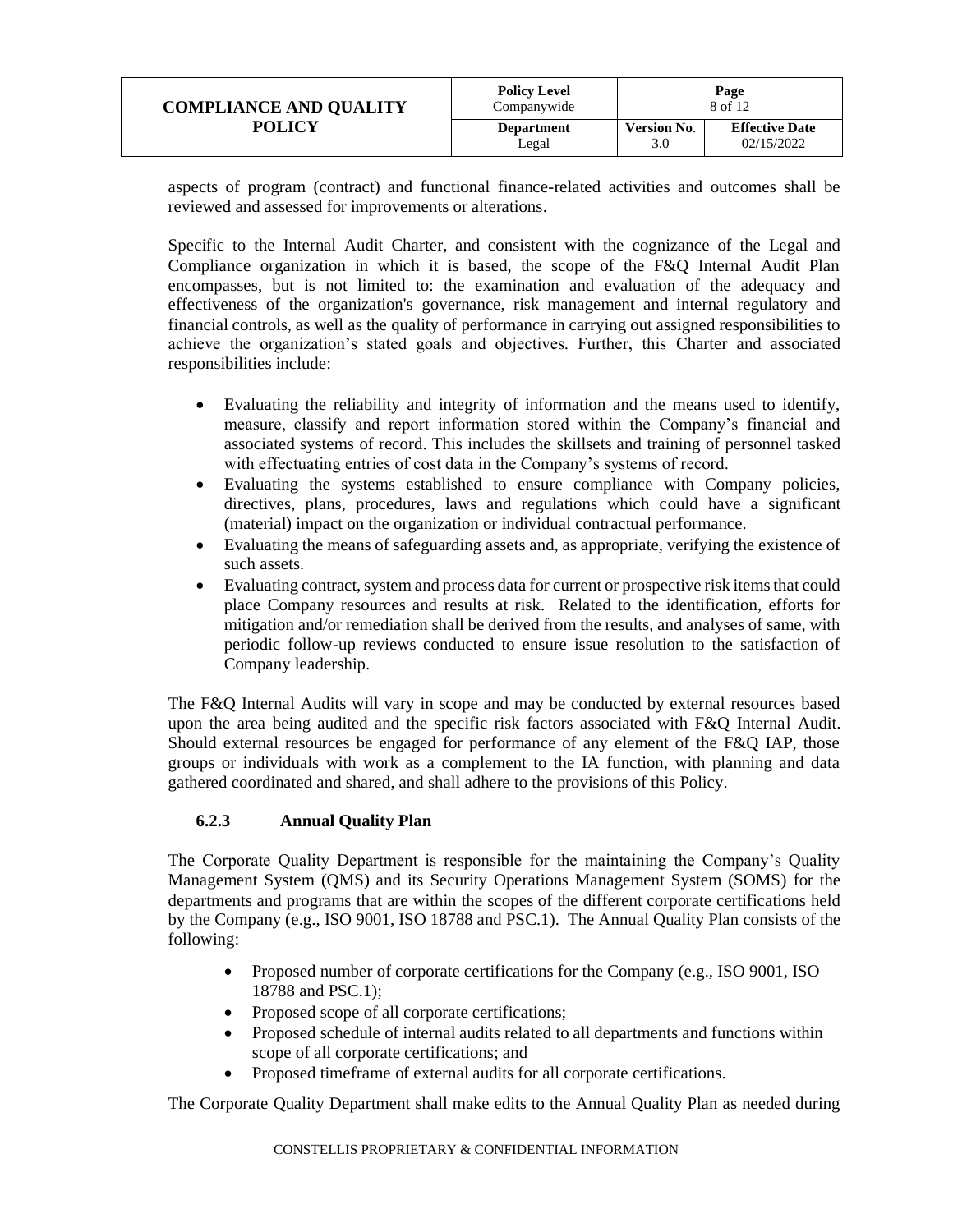aspects of program (contract) and functional finance-related activities and outcomes shall be reviewed and assessed for improvements or alterations.

Specific to the Internal Audit Charter, and consistent with the cognizance of the Legal and Compliance organization in which it is based, the scope of the F&Q Internal Audit Plan encompasses, but is not limited to: the examination and evaluation of the adequacy and effectiveness of the organization's governance, risk management and internal regulatory and financial controls, as well as the quality of performance in carrying out assigned responsibilities to achieve the organization's stated goals and objectives. Further, this Charter and associated responsibilities include:

- Evaluating the reliability and integrity of information and the means used to identify, measure, classify and report information stored within the Company's financial and associated systems of record. This includes the skillsets and training of personnel tasked with effectuating entries of cost data in the Company's systems of record.
- Evaluating the systems established to ensure compliance with Company policies, directives, plans, procedures, laws and regulations which could have a significant (material) impact on the organization or individual contractual performance.
- Evaluating the means of safeguarding assets and, as appropriate, verifying the existence of such assets.
- Evaluating contract, system and process data for current or prospective risk items that could place Company resources and results at risk. Related to the identification, efforts for mitigation and/or remediation shall be derived from the results, and analyses of same, with periodic follow-up reviews conducted to ensure issue resolution to the satisfaction of Company leadership.

The F&Q Internal Audits will vary in scope and may be conducted by external resources based upon the area being audited and the specific risk factors associated with F&Q Internal Audit. Should external resources be engaged for performance of any element of the F&Q IAP, those groups or individuals with work as a complement to the IA function, with planning and data gathered coordinated and shared, and shall adhere to the provisions of this Policy.

#### 6.2.3 Annual Quality Plan

The Corporate Quality Department is responsible for the maintaining the Company's Quality Management System (QMS) and its Security Operations Management System (SOMS) for the departments and programs that are within the scopes of the different corporate certifications held by the Company (e.g., ISO 9001, ISO 18788 and PSC.1). The Annual Quality Plan consists of the following:

- Proposed number of corporate certifications for the Company (e.g., ISO 9001, ISO 18788 and PSC.1);
- Proposed scope of all corporate certifications;
- Proposed schedule of internal audits related to all departments and functions within scope of all corporate certifications; and
- Proposed timeframe of external audits for all corporate certifications.

The Corporate Quality Department shall make edits to the Annual Quality Plan as needed during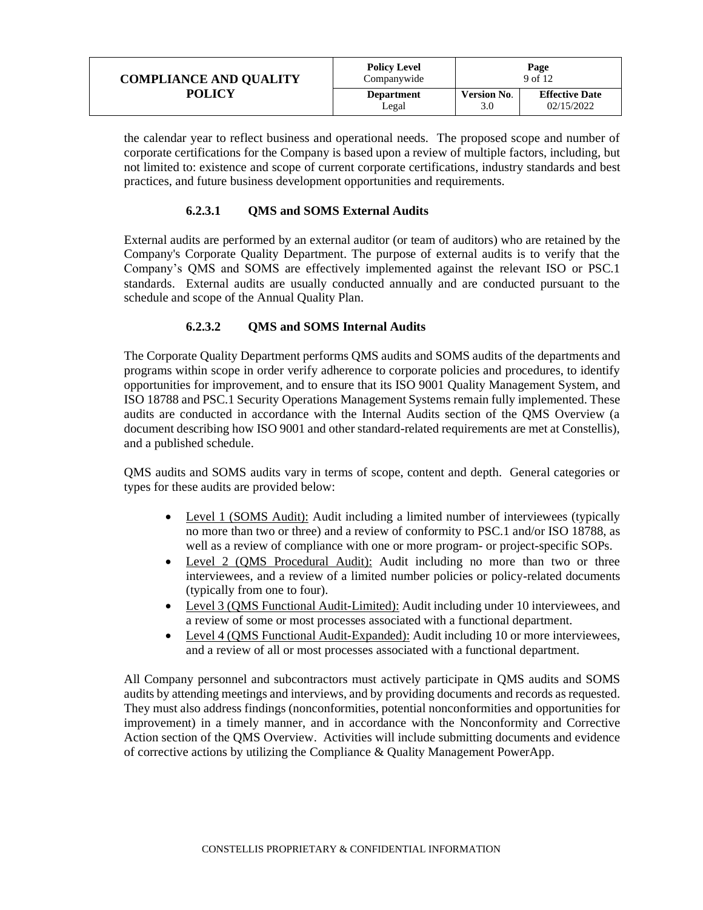the calendar year to reflect business and operational needs. The proposed scope and number of corporate certifications for the Company is based upon a review of multiple factors, including, but not limited to: existence and scope of current corporate certifications, industry standards and best practices, and future business development opportunities and requirements.

#### 6.2.3.1 QMS and SOMS External Audits

External audits are performed by an external auditor (or team of auditors) who are retained by the Company's Corporate Quality Department. The purpose of external audits is to verify that the Company's QMS and SOMS are effectively implemented against the relevant ISO or PSC.1 standards. External audits are usually conducted annually and are conducted pursuant to the schedule and scope of the Annual Quality Plan.

#### 6.2.3.2 QMS and SOMS Internal Audits

The Corporate Quality Department performs QMS audits and SOMS audits of the departments and programs within scope in order verify adherence to corporate policies and procedures, to identify opportunities for improvement, and to ensure that its ISO 9001 Quality Management System, and ISO 18788 and PSC.1 Security Operations Management Systems remain fully implemented. These audits are conducted in accordance with the Internal Audits section of the QMS Overview (a document describing how ISO 9001 and other standard-related requirements are met at Constellis), and a published schedule.

QMS audits and SOMS audits vary in terms of scope, content and depth. General categories or types for these audits are provided below:

- <u>Level 1 (SOMS Audit):</u> Audit including a limited number of interviewees (typically no more than two or three) and a review of conformity to PSC.1 and/or ISO 18788, as well as a review of compliance with one or more program- or project-specific SOPs.
- <u>Level 2 (QMS Procedural Audit):</u> Audit including no more than two or three interviewees, and a review of a limited number policies or policy-related documents (typically from one to four).
- <u>Level 3 (QMS Functional Audit-Limited):</u> Audit including under 10 interviewees, and a review of some or most processes associated with a functional department.
- <u>Level 4 (QMS Functional Audit-Expanded):</u> Audit including 10 or more interviewees, and a review of all or most processes associated with a functional department.

All Company personnel and subcontractors must actively participate in QMS audits and SOMS audits by attending meetings and interviews, and by providing documents and records as requested. They must also address findings (nonconformities, potential nonconformities and opportunities for improvement) in a timely manner, and in accordance with the Nonconformity and Corrective Action section of the QMS Overview. Activities will include submitting documents and evidence of corrective actions by utilizing the Compliance & Quality Management PowerApp.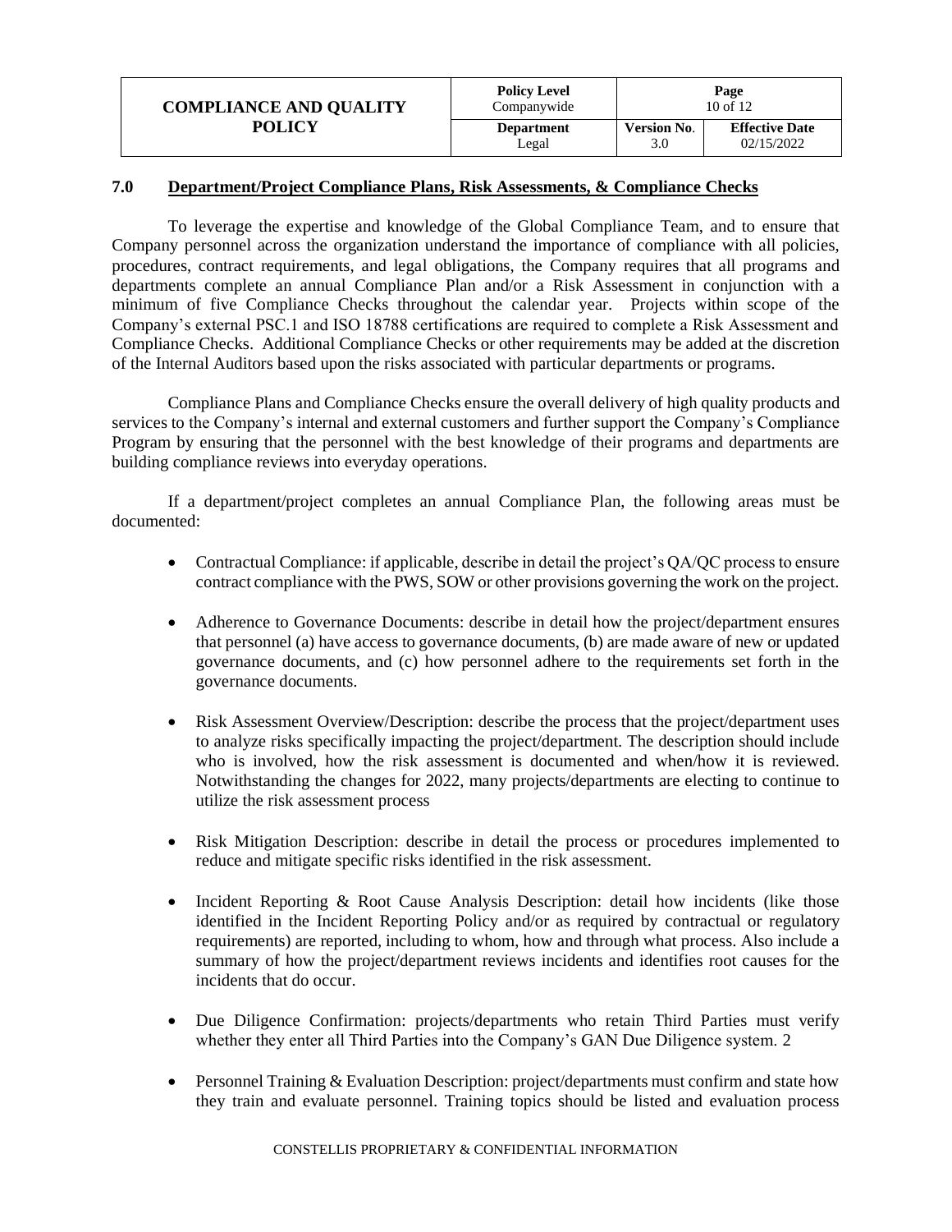## 7.0 Department/Project Compliance Plans, Risk Assessments, & Compliance Checks

To leverage the expertise and knowledge of the Global Compliance Team, and to ensure that Company personnel across the organization understand the importance of compliance with all policies, procedures, contract requirements, and legal obligations, the Company requires that all programs and departments complete an annual Compliance Plan and/or a Risk Assessment in conjunction with a minimum of five Compliance Checks throughout the calendar year. Projects within scope of the Company's external PSC.1 and ISO 18788 certifications are required to complete a Risk Assessment and Compliance Checks. Additional Compliance Checks or other requirements may be added at the discretion of the Internal Auditors based upon the risks associated with particular departments or programs.

Compliance Plans and Compliance Checks ensure the overall delivery of high quality products and services to the Company's internal and external customers and further support the Company's Compliance Program by ensuring that the personnel with the best knowledge of their programs and departments are building compliance reviews into everyday operations.

If a department/project completes an annual Compliance Plan, the following areas must be documented:

- Contractual Compliance: if applicable, describe in detail the project's QA/QC process to ensure contract compliance with the PWS, SOW or other provisions governing the work on the project.
- Adherence to Governance Documents: describe in detail how the project/department ensures that personnel (a) have access to governance documents, (b) are made aware of new or updated governance documents, and (c) how personnel adhere to the requirements set forth in the governance documents.
- Risk Assessment Overview/Description: describe the process that the project/department uses to analyze risks specifically impacting the project/department. The description should include who is involved, how the risk assessment is documented and when/how it is reviewed. Notwithstanding the changes for 2022, many projects/departments are electing to continue to utilize the risk assessment process
- Risk Mitigation Description: describe in detail the process or procedures implemented to reduce and mitigate specific risks identified in the risk assessment.
- Incident Reporting & Root Cause Analysis Description: detail how incidents (like those identified in the Incident Reporting Policy and/or as required by contractual or regulatory requirements) are reported, including to whom, how and through what process. Also include a summary of how the project/department reviews incidents and identifies root causes for the incidents that do occur.
- Due Diligence Confirmation: projects/departments who retain Third Parties must verify whether they enter all Third Parties into the Company's GAN Due Diligence system. 2
- Personnel Training & Evaluation Description: project/departments must confirm and state how they train and evaluate personnel. Training topics should be listed and evaluation process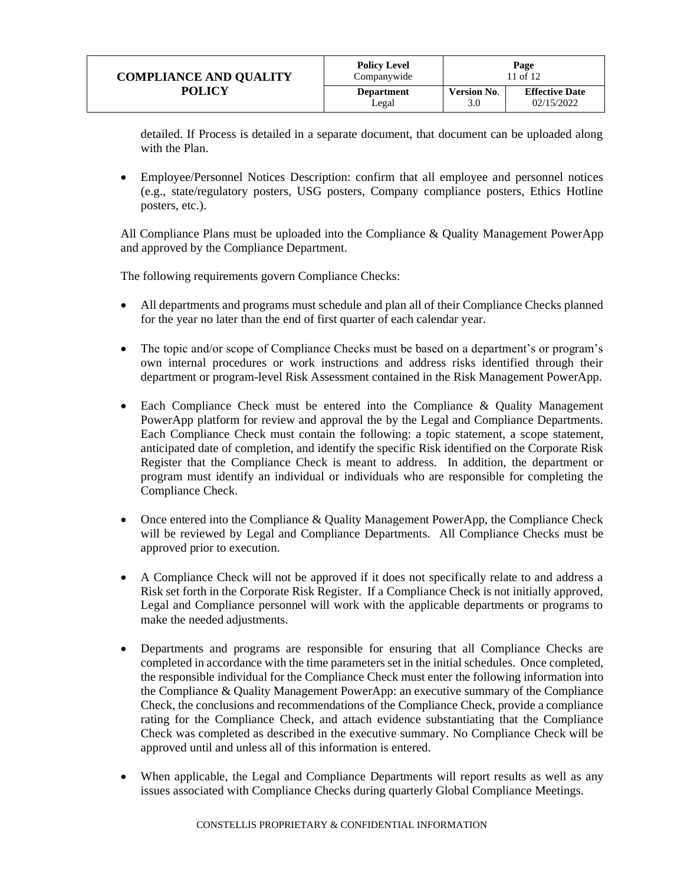detailed. If Process is detailed in a separate document, that document can be uploaded along with the Plan.

- Employee/Personnel Notices Description: confirm that all employee and personnel notices (e.g., state/regulatory posters, USG posters, Company compliance posters, Ethics Hotline posters, etc.).

All Compliance Plans must be uploaded into the Compliance & Quality Management PowerApp and approved by the Compliance Department.

The following requirements govern Compliance Checks:

- All departments and programs must schedule and plan all of their Compliance Checks planned for the year no later than the end of first quarter of each calendar year.

- The topic and/or scope of Compliance Checks must be based on a department's or program's own internal procedures or work instructions and address risks identified through their department or program-level Risk Assessment contained in the Risk Management PowerApp.

- Each Compliance Check must be entered into the Compliance & Quality Management PowerApp platform for review and approval the by the Legal and Compliance Departments. Each Compliance Check must contain the following: a topic statement, a scope statement, anticipated date of completion, and identify the specific Risk identified on the Corporate Risk Register that the Compliance Check is meant to address. In addition, the department or program must identify an individual or individuals who are responsible for completing the Compliance Check.

- Once entered into the Compliance & Quality Management PowerApp, the Compliance Check will be reviewed by Legal and Compliance Departments. All Compliance Checks must be approved prior to execution.

- A Compliance Check will not be approved if it does not specifically relate to and address a Risk set forth in the Corporate Risk Register. If a Compliance Check is not initially approved, Legal and Compliance personnel will work with the applicable departments or programs to make the needed adjustments.

- Departments and programs are responsible for ensuring that all Compliance Checks are completed in accordance with the time parameters set in the initial schedules. Once completed, the responsible individual for the Compliance Check must enter the following information into the Compliance & Quality Management PowerApp: an executive summary of the Compliance Check, the conclusions and recommendations of the Compliance Check, provide a compliance rating for the Compliance Check, and attach evidence substantiating that the Compliance Check was completed as described in the executive summary. No Compliance Check will be approved until and unless all of this information is entered.

- When applicable, the Legal and Compliance Departments will report results as well as any issues associated with Compliance Checks during quarterly Global Compliance Meetings.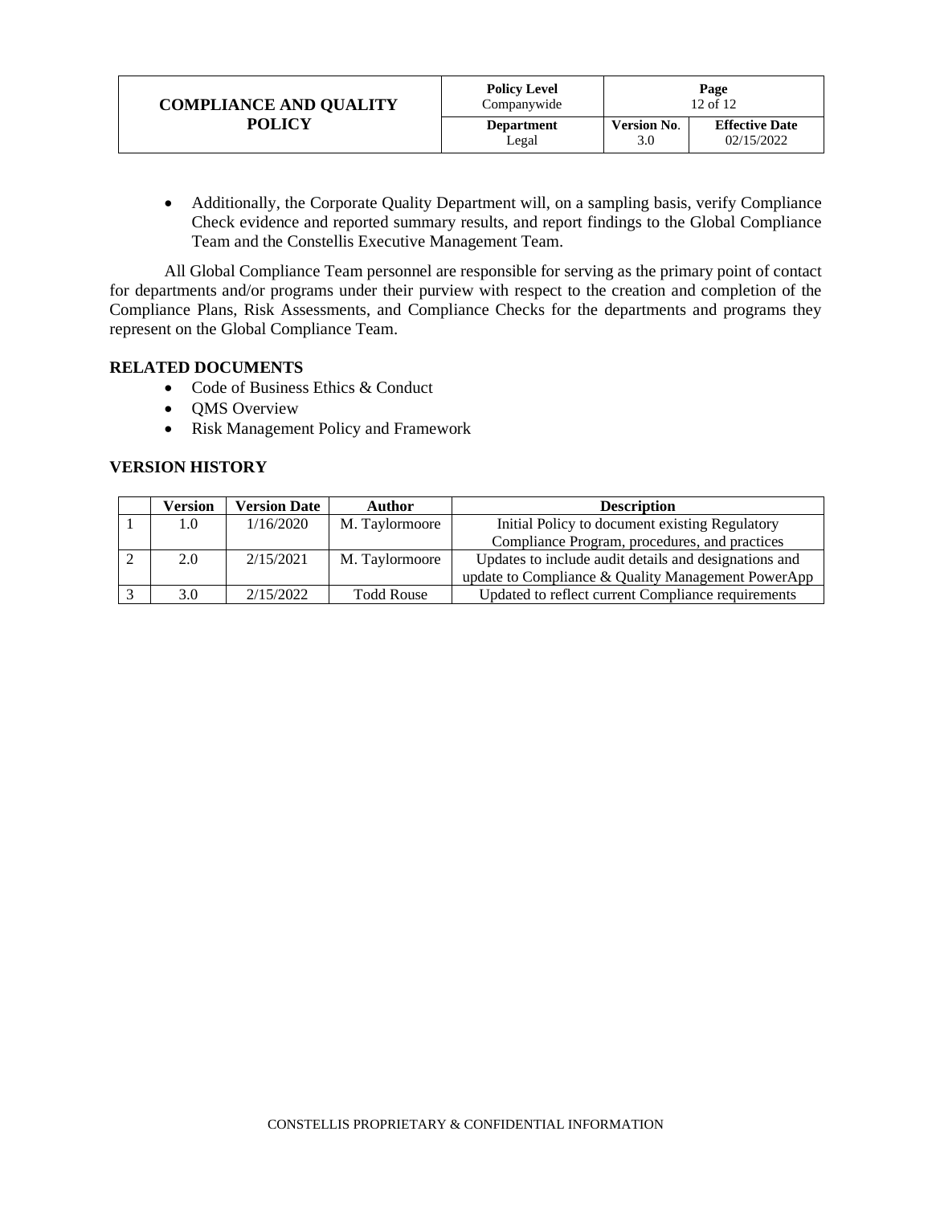- Additionally, the Corporate Quality Department will, on a sampling basis, verify Compliance Check evidence and reported summary results, and report findings to the Global Compliance Team and the Constellis Executive Management Team.

All Global Compliance Team personnel are responsible for serving as the primary point of contact for departments and/or programs under their purview with respect to the creation and completion of the Compliance Plans, Risk Assessments, and Compliance Checks for the departments and programs they represent on the Global Compliance Team.

## RELATED DOCUMENTS

- Code of Business Ethics & Conduct
- QMS Overview
- Risk Management Policy and Framework

## VERSION HISTORY

| | Version | Version Date | Author | Description |
|---|---|---|---|---|
| 1 | 1.0 | 1/16/2020 | M. Taylormoore | Initial Policy to document existing Regulatory Compliance Program, procedures, and practices |
| 2 | 2.0 | 2/15/2021 | M. Taylormoore | Updates to include audit details and designations and update to Compliance & Quality Management PowerApp |
| 3 | 3.0 | 2/15/2022 | Todd Rouse | Updated to reflect current Compliance requirements |